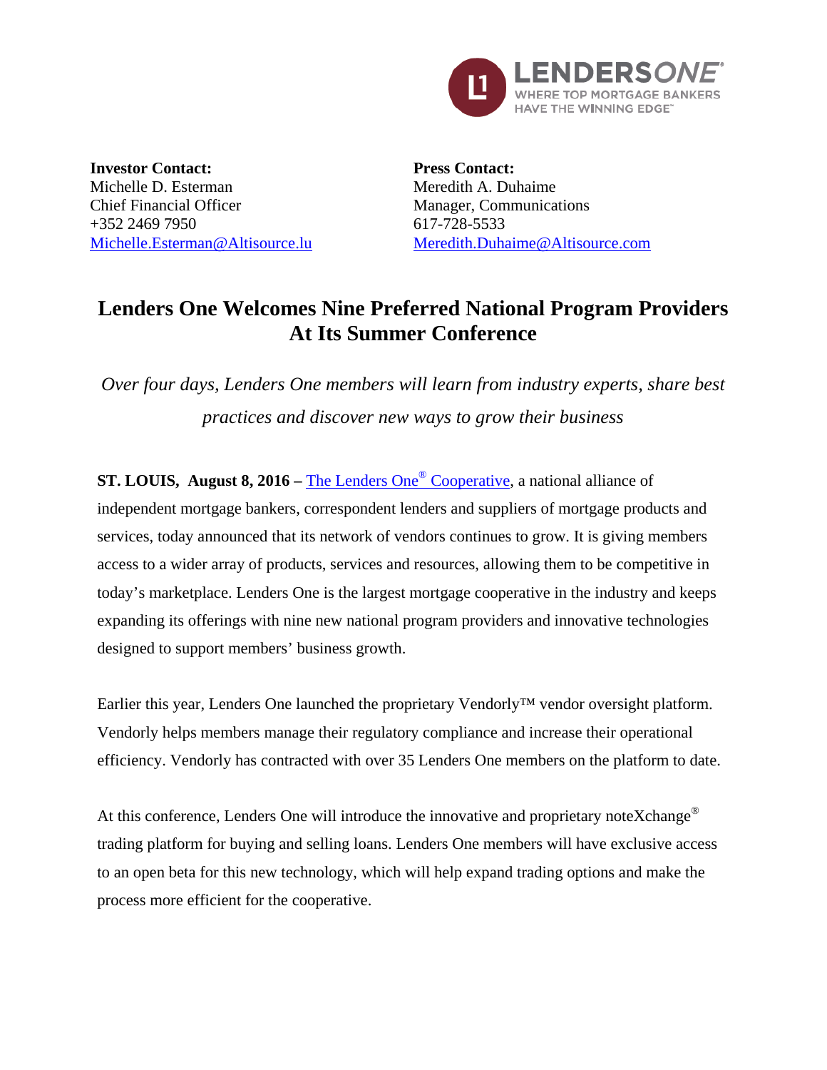**Investor Contact:**
Michelle D. Esterman
Chief Financial Officer
+352 2469 7950
Michelle.Esterman@Altisource.lu

**Press Contact:**
Meredith A. Duhaime
Manager, Communications
617-728-5533
Meredith.Duhaime@Altisource.com

# Lenders One Welcomes Nine Preferred National Program Providers At Its Summer Conference

*Over four days, Lenders One members will learn from industry experts, share best practices and discover new ways to grow their business*

**ST. LOUIS, August 8, 2016 –** The Lenders One® Cooperative, a national alliance of independent mortgage bankers, correspondent lenders and suppliers of mortgage products and services, today announced that its network of vendors continues to grow. It is giving members access to a wider array of products, services and resources, allowing them to be competitive in today's marketplace. Lenders One is the largest mortgage cooperative in the industry and keeps expanding its offerings with nine new national program providers and innovative technologies designed to support members' business growth.

Earlier this year, Lenders One launched the proprietary Vendorly™ vendor oversight platform. Vendorly helps members manage their regulatory compliance and increase their operational efficiency. Vendorly has contracted with over 35 Lenders One members on the platform to date.

At this conference, Lenders One will introduce the innovative and proprietary noteXchange® trading platform for buying and selling loans. Lenders One members will have exclusive access to an open beta for this new technology, which will help expand trading options and make the process more efficient for the cooperative.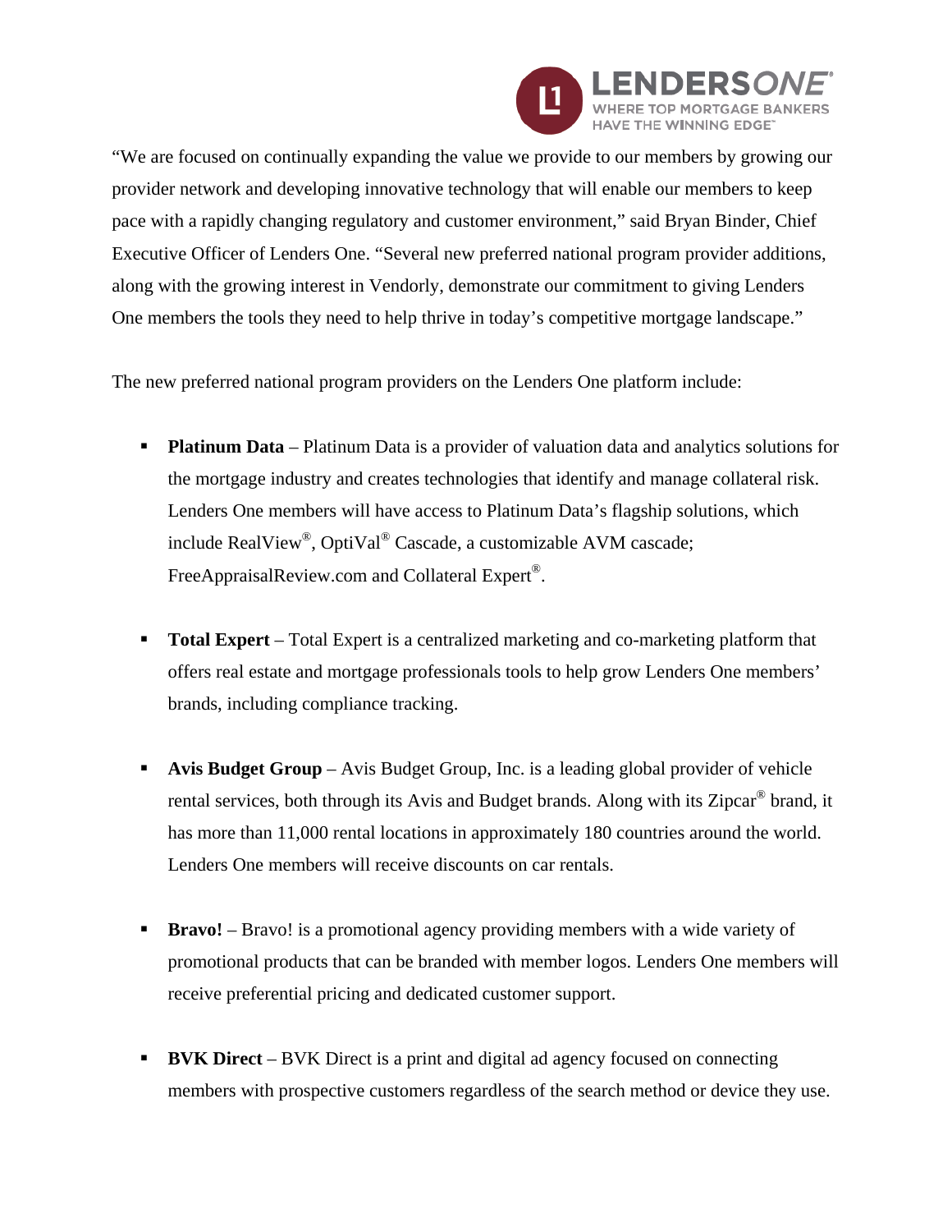"We are focused on continually expanding the value we provide to our members by growing our provider network and developing innovative technology that will enable our members to keep pace with a rapidly changing regulatory and customer environment," said Bryan Binder, Chief Executive Officer of Lenders One. "Several new preferred national program provider additions, along with the growing interest in Vendorly, demonstrate our commitment to giving Lenders One members the tools they need to help thrive in today's competitive mortgage landscape."

The new preferred national program providers on the Lenders One platform include:

- **Platinum Data** – Platinum Data is a provider of valuation data and analytics solutions for the mortgage industry and creates technologies that identify and manage collateral risk. Lenders One members will have access to Platinum Data's flagship solutions, which include RealView®, OptiVal® Cascade, a customizable AVM cascade; FreeAppraisalReview.com and Collateral Expert®.

- **Total Expert** – Total Expert is a centralized marketing and co-marketing platform that offers real estate and mortgage professionals tools to help grow Lenders One members' brands, including compliance tracking.

- **Avis Budget Group** – Avis Budget Group, Inc. is a leading global provider of vehicle rental services, both through its Avis and Budget brands. Along with its Zipcar® brand, it has more than 11,000 rental locations in approximately 180 countries around the world. Lenders One members will receive discounts on car rentals.

- **Bravo!** – Bravo! is a promotional agency providing members with a wide variety of promotional products that can be branded with member logos. Lenders One members will receive preferential pricing and dedicated customer support.

- **BVK Direct** – BVK Direct is a print and digital ad agency focused on connecting members with prospective customers regardless of the search method or device they use.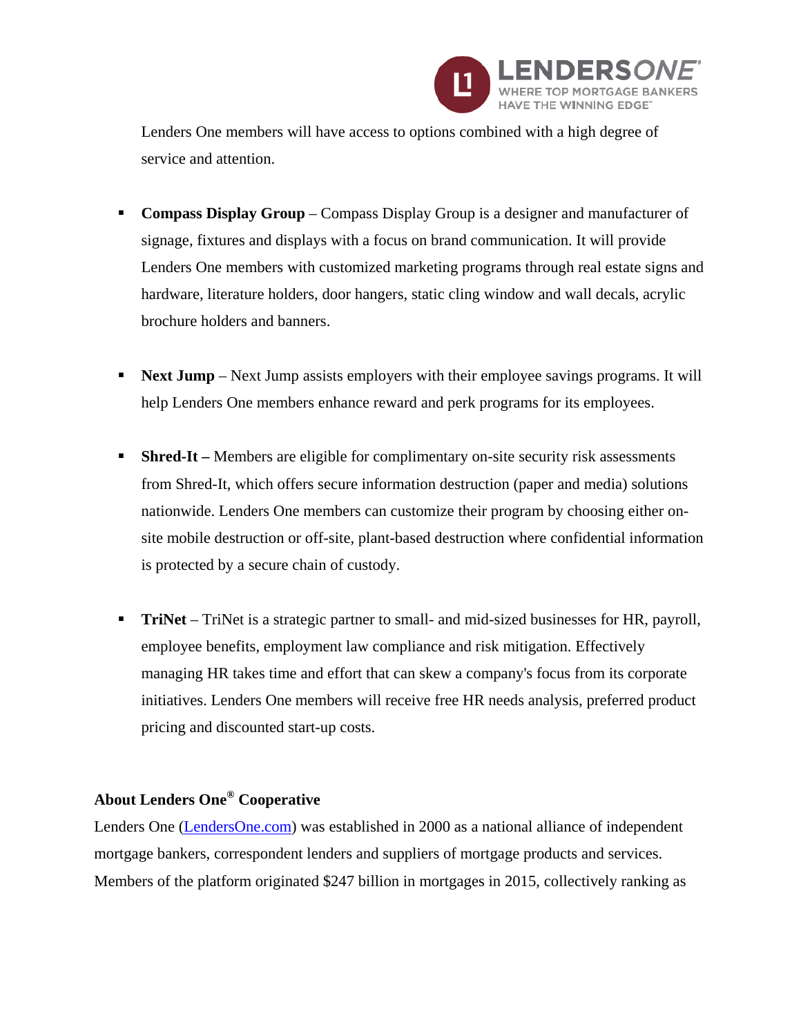Lenders One members will have access to options combined with a high degree of service and attention.

- **Compass Display Group** – Compass Display Group is a designer and manufacturer of signage, fixtures and displays with a focus on brand communication. It will provide Lenders One members with customized marketing programs through real estate signs and hardware, literature holders, door hangers, static cling window and wall decals, acrylic brochure holders and banners.

- **Next Jump** – Next Jump assists employers with their employee savings programs. It will help Lenders One members enhance reward and perk programs for its employees.

- **Shred-It –** Members are eligible for complimentary on-site security risk assessments from Shred-It, which offers secure information destruction (paper and media) solutions nationwide. Lenders One members can customize their program by choosing either on-site mobile destruction or off-site, plant-based destruction where confidential information is protected by a secure chain of custody.

- **TriNet** – TriNet is a strategic partner to small- and mid-sized businesses for HR, payroll, employee benefits, employment law compliance and risk mitigation. Effectively managing HR takes time and effort that can skew a company's focus from its corporate initiatives. Lenders One members will receive free HR needs analysis, preferred product pricing and discounted start-up costs.

**About Lenders One® Cooperative**

Lenders One (LendersOne.com) was established in 2000 as a national alliance of independent mortgage bankers, correspondent lenders and suppliers of mortgage products and services. Members of the platform originated $247 billion in mortgages in 2015, collectively ranking as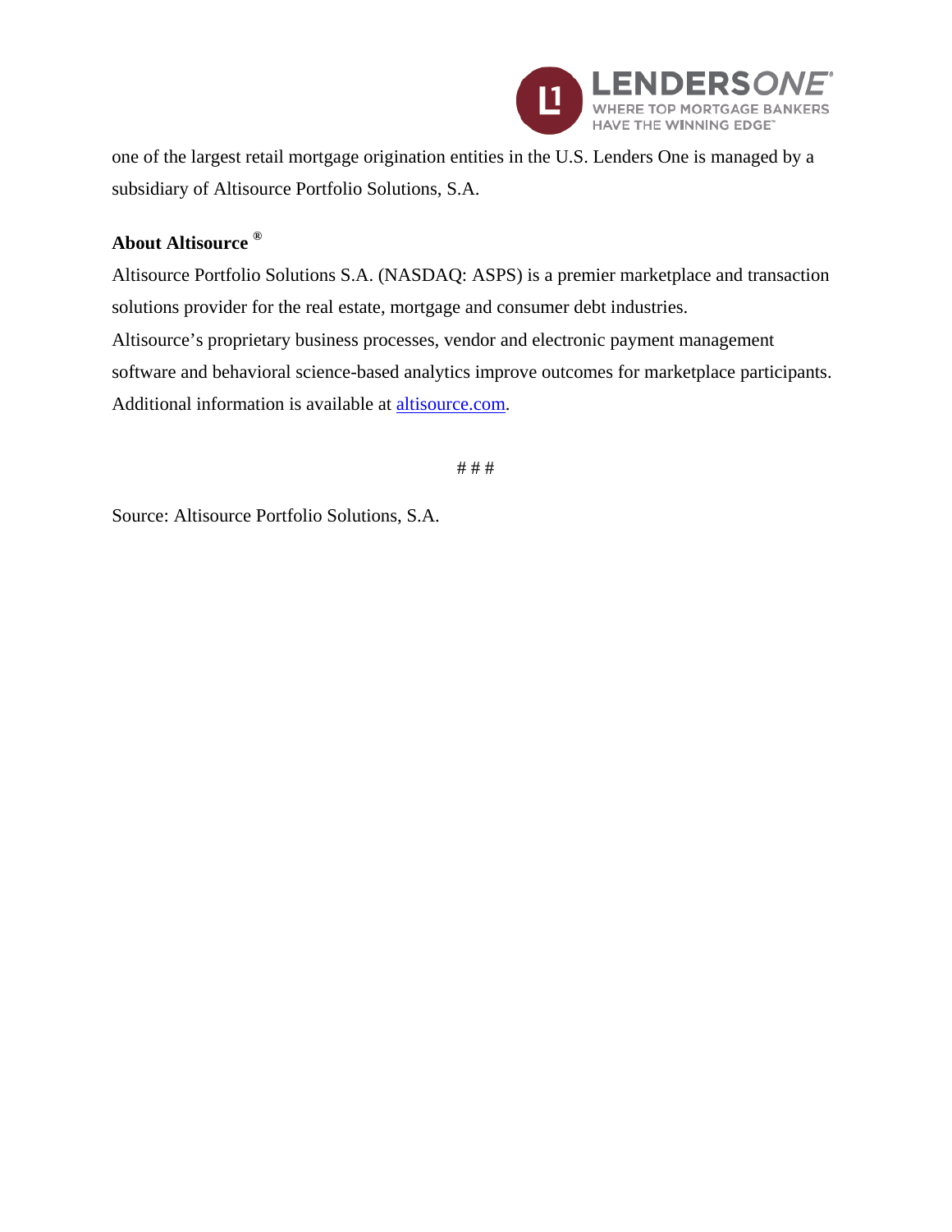one of the largest retail mortgage origination entities in the U.S. Lenders One is managed by a subsidiary of Altisource Portfolio Solutions, S.A.

**About Altisource ®**

Altisource Portfolio Solutions S.A. (NASDAQ: ASPS) is a premier marketplace and transaction solutions provider for the real estate, mortgage and consumer debt industries.
Altisource's proprietary business processes, vendor and electronic payment management software and behavioral science-based analytics improve outcomes for marketplace participants. Additional information is available at altisource.com.

# # #

Source: Altisource Portfolio Solutions, S.A.